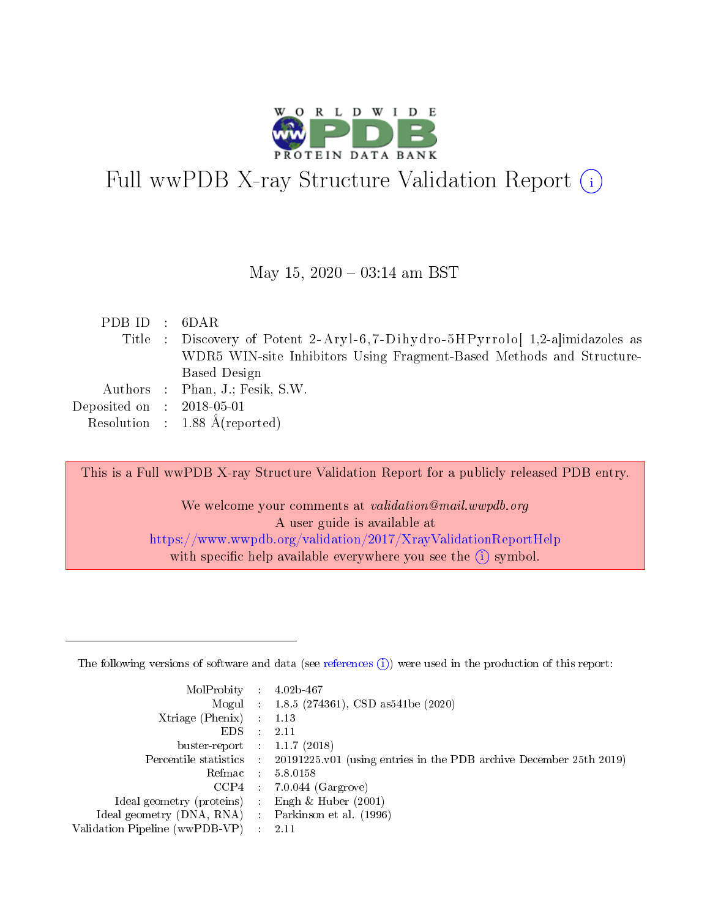# Full wwPDB X-ray Structure Validation Report (i)

May 15, 2020 – 03:14 am BST

| | | |
|---|---|---|
| PDB ID | : | 6DAR |
| Title | : | Discovery of Potent 2-Aryl-6,7-Dihydro-5HPyrrolo[ 1,2-a]imidazoles as WDR5 WIN-site Inhibitors Using Fragment-Based Methods and Structure-Based Design |
| Authors | : | Phan, J.; Fesik, S.W. |
| Deposited on | : | 2018-05-01 |
| Resolution | : | 1.88 Å(reported) |

This is a Full wwPDB X-ray Structure Validation Report for a publicly released PDB entry.

We welcome your comments at *validation@mail.wwpdb.org*
A user guide is available at
https://www.wwpdb.org/validation/2017/XrayValidationReportHelp
with specific help available everywhere you see the (i) symbol.

---

The following versions of software and data (see references (i)) were used in the production of this report:

| | | |
|---|---|---|
| MolProbity | : | 4.02b-467 |
| Mogul | : | 1.8.5 (274361), CSD as541be (2020) |
| Xtriage (Phenix) | : | 1.13 |
| EDS | : | 2.11 |
| buster-report | : | 1.1.7 (2018) |
| Percentile statistics | : | 20191225.v01 (using entries in the PDB archive December 25th 2019) |
| Refmac | : | 5.8.0158 |
| CCP4 | : | 7.0.044 (Gargrove) |
| Ideal geometry (proteins) | : | Engh & Huber (2001) |
| Ideal geometry (DNA, RNA) | : | Parkinson et al. (1996) |
| Validation Pipeline (wwPDB-VP) | : | 2.11 |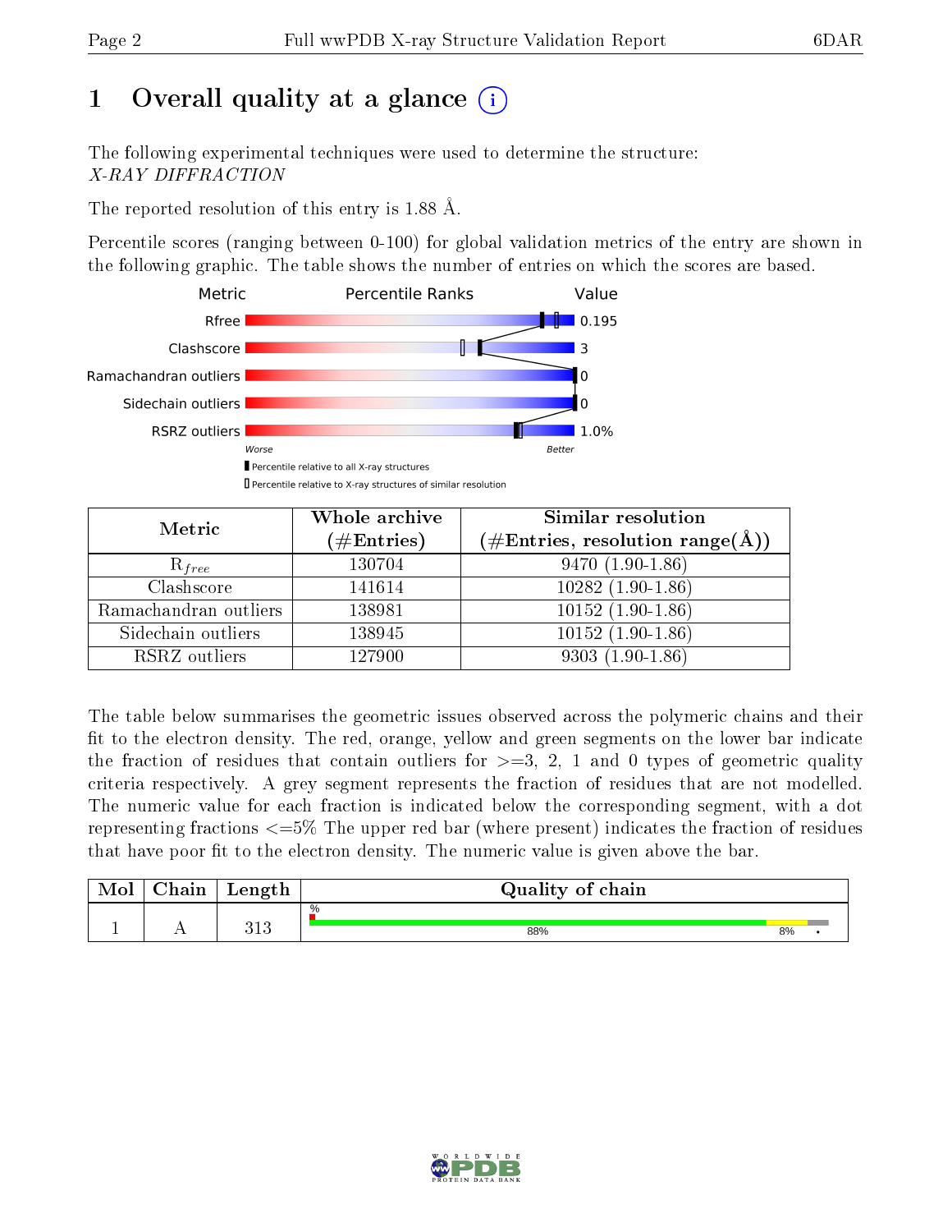# 1 Overall quality at a glance (i)

The following experimental techniques were used to determine the structure:
*X-RAY DIFFRACTION*

The reported resolution of this entry is 1.88 Å.

Percentile scores (ranging between 0-100) for global validation metrics of the entry are shown in the following graphic. The table shows the number of entries on which the scores are based.

| Metric | Value |
|---|---|
| Rfree | 0.195 |
| Clashscore | 3 |
| Ramachandran outliers | 0 |
| Sidechain outliers | 0 |
| RSRZ outliers | 1.0% |

Worse — Better

▮ Percentile relative to all X-ray structures
▯ Percentile relative to X-ray structures of similar resolution

| Metric | Whole archive (#Entries) | Similar resolution (#Entries, resolution range(Å)) |
|---|---|---|
| $R_{free}$ | 130704 | 9470 (1.90-1.86) |
| Clashscore | 141614 | 10282 (1.90-1.86) |
| Ramachandran outliers | 138981 | 10152 (1.90-1.86) |
| Sidechain outliers | 138945 | 10152 (1.90-1.86) |
| RSRZ outliers | 127900 | 9303 (1.90-1.86) |

The table below summarises the geometric issues observed across the polymeric chains and their fit to the electron density. The red, orange, yellow and green segments on the lower bar indicate the fraction of residues that contain outliers for >=3, 2, 1 and 0 types of geometric quality criteria respectively. A grey segment represents the fraction of residues that are not modelled. The numeric value for each fraction is indicated below the corresponding segment, with a dot representing fractions <=5% The upper red bar (where present) indicates the fraction of residues that have poor fit to the electron density. The numeric value is given above the bar.

| Mol | Chain | Length | Quality of chain |
|---|---|---|---|
| 1 | A | 313 | % / 88% / 8% / • |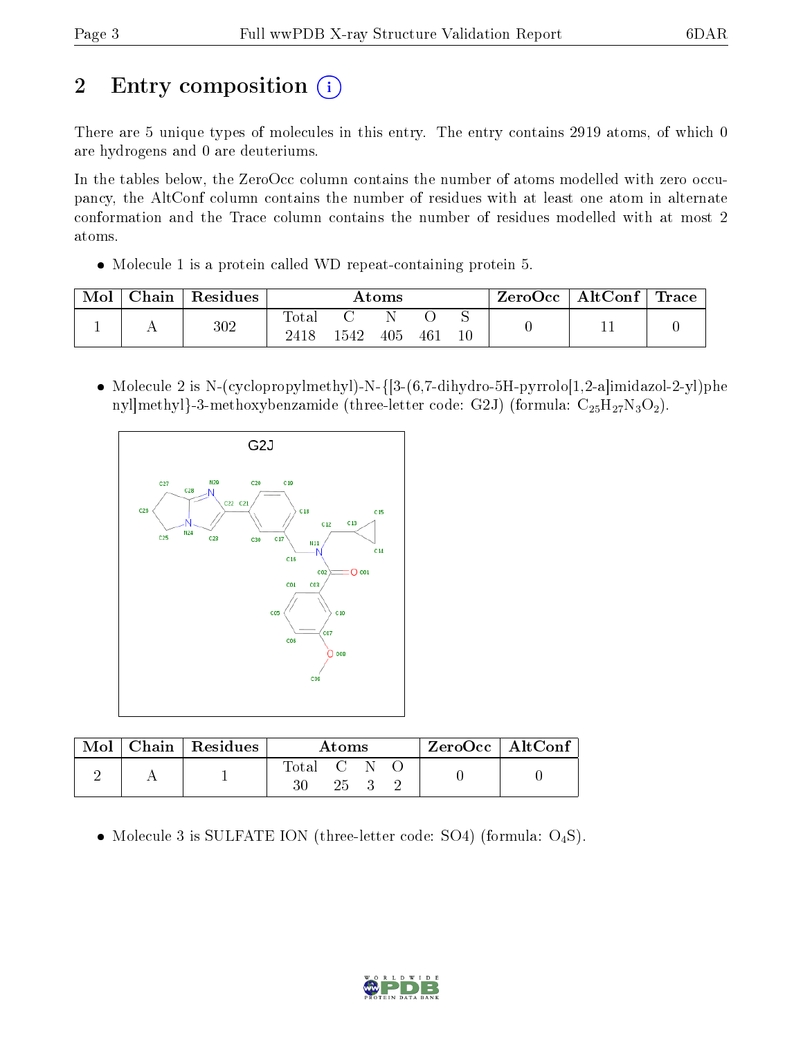# 2 Entry composition

There are 5 unique types of molecules in this entry. The entry contains 2919 atoms, of which 0 are hydrogens and 0 are deuteriums.

In the tables below, the ZeroOcc column contains the number of atoms modelled with zero occupancy, the AltConf column contains the number of residues with at least one atom in alternate conformation and the Trace column contains the number of residues modelled with at most 2 atoms.

- Molecule 1 is a protein called WD repeat-containing protein 5.

| Mol | Chain | Residues | Atoms | | | | | ZeroOcc | AltConf | Trace |
|---|---|---|---|---|---|---|---|---|---|---|
| | | | Total | C | N | O | S | | | |
| 1 | A | 302 | 2418 | 1542 | 405 | 461 | 10 | 0 | 11 | 0 |

- Molecule 2 is N-(cyclopropylmethyl)-N-{[3-(6,7-dihydro-5H-pyrrolo[1,2-a]imidazol-2-yl)phenyl]methyl}-3-methoxybenzamide (three-letter code: G2J) (formula: $C_{25}H_{27}N_3O_2$).

| Mol | Chain | Residues | Atoms | | | | ZeroOcc | AltConf |
|---|---|---|---|---|---|---|---|---|
| | | | Total | C | N | O | | |
| 2 | A | 1 | 30 | 25 | 3 | 2 | 0 | 0 |

- Molecule 3 is SULFATE ION (three-letter code: SO4) (formula: $O_4S$).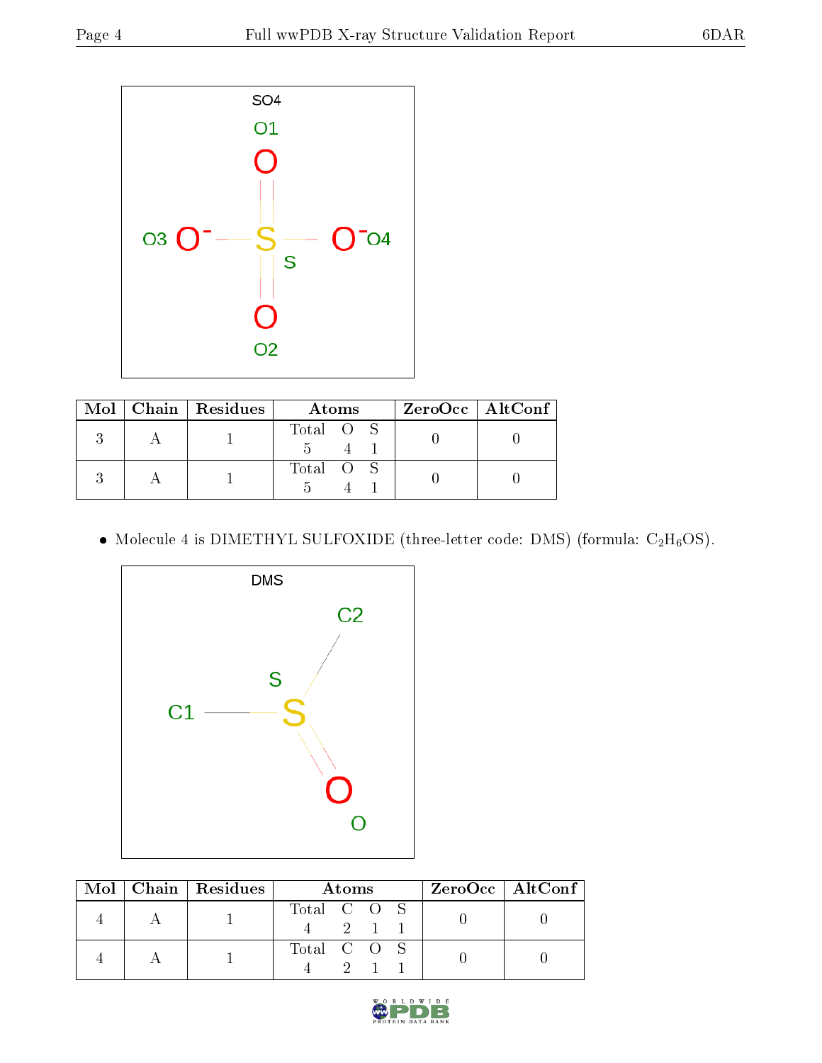| Mol | Chain | Residues | Atoms | ZeroOcc | AltConf |
|---|---|---|---|---|---|
| 3 | A | 1 | Total O S<br>5 4 1 | 0 | 0 |
| 3 | A | 1 | Total O S<br>5 4 1 | 0 | 0 |

- Molecule 4 is DIMETHYL SULFOXIDE (three-letter code: DMS) (formula: $C_2H_6OS$).

| Mol | Chain | Residues | Atoms | ZeroOcc | AltConf |
|---|---|---|---|---|---|
| 4 | A | 1 | Total C O S<br>4 2 1 1 | 0 | 0 |
| 4 | A | 1 | Total C O S<br>4 2 1 1 | 0 | 0 |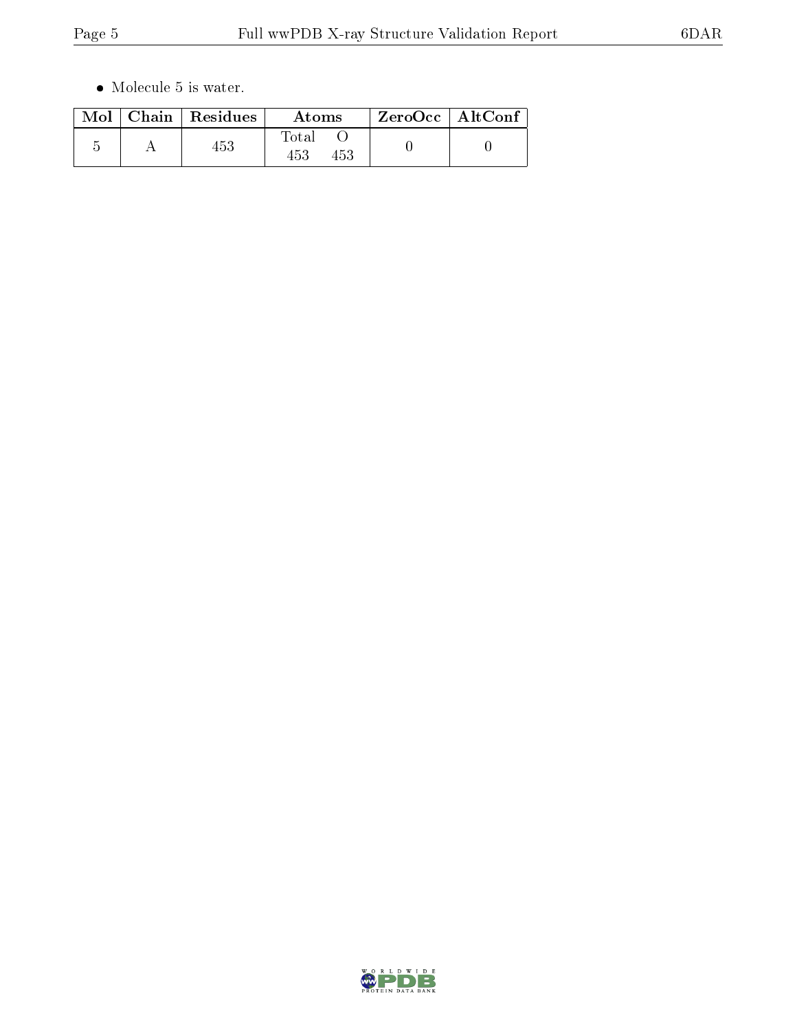- Molecule 5 is water.

| Mol | Chain | Residues | Atoms | | ZeroOcc | AltConf |
|---|---|---|---|---|---|---|
| | | | Total | O | | |
| 5 | A | 453 | 453 | 453 | 0 | 0 |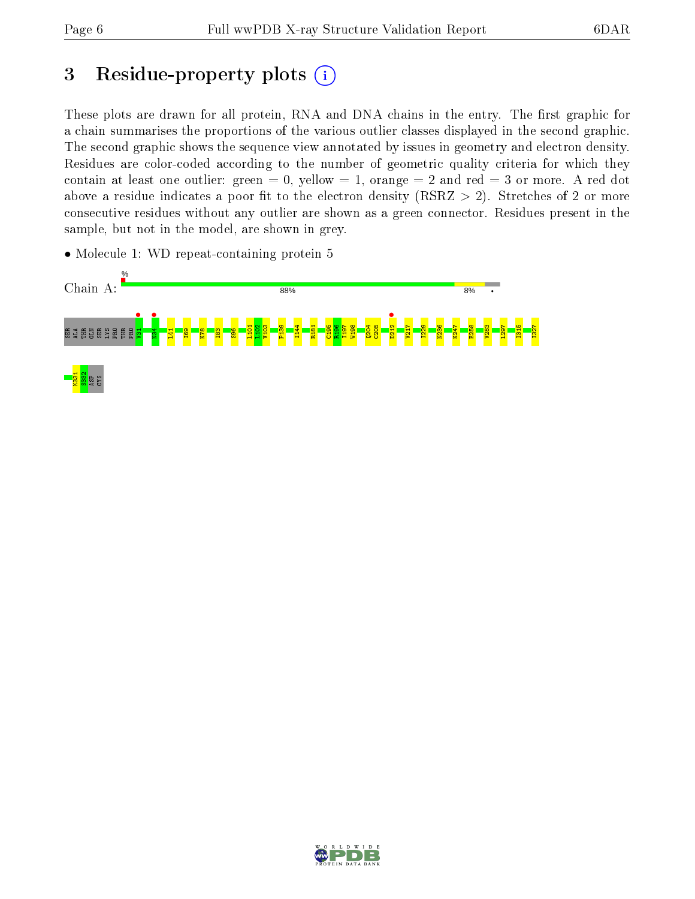# 3 Residue-property plots

These plots are drawn for all protein, RNA and DNA chains in the entry. The first graphic for a chain summarises the proportions of the various outlier classes displayed in the second graphic. The second graphic shows the sequence view annotated by issues in geometry and electron density. Residues are color-coded according to the number of geometric quality criteria for which they contain at least one outlier: green = 0, yellow = 1, orange = 2 and red = 3 or more. A red dot above a residue indicates a poor fit to the electron density (RSRZ > 2). Stretches of 2 or more consecutive residues without any outlier are shown as a green connector. Residues present in the sample, but not in the model, are shown in grey.

- Molecule 1: WD repeat-containing protein 5

Chain A: % 88% 8% •

SER ALA THR GLN SER LYS PRO THR PRO V31 N34 L41 I69 K78 I83 S96 L101 L102 V103 P139 I144 R181 C195 R196 I197 W198 Q204 C205 D212 V217 I229 N236 K247 E258 V283 L297 I315 I327 K331 S332 ASP CYS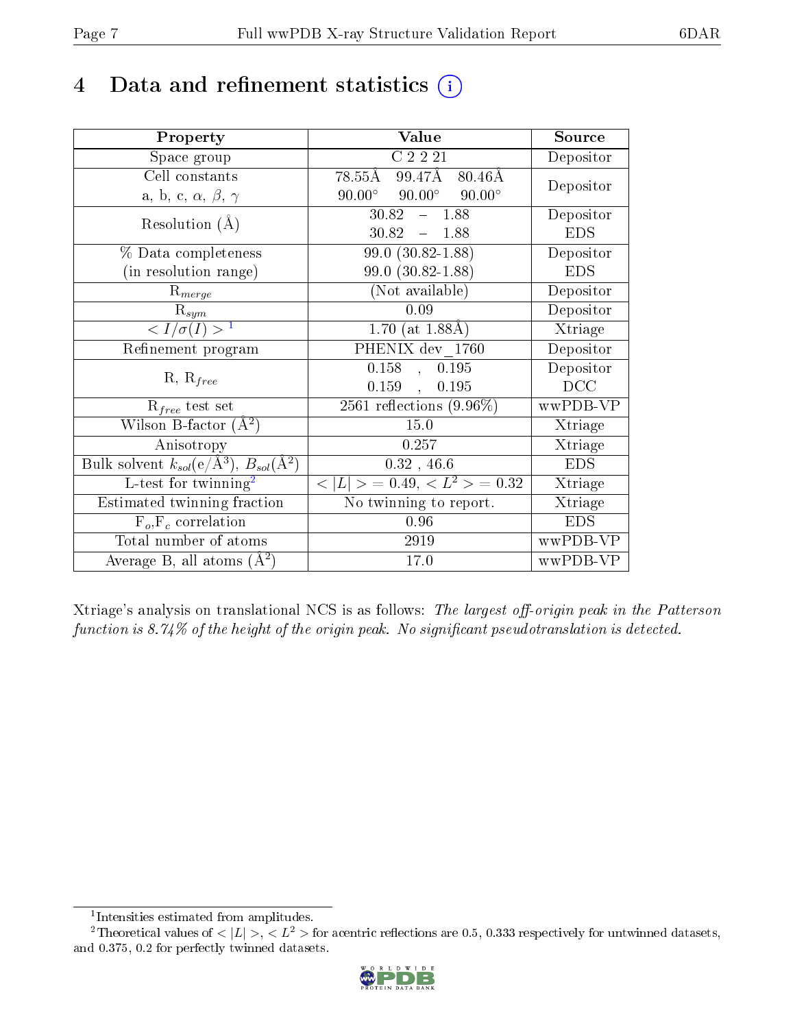# 4 Data and refinement statistics (i)

| Property | Value | Source |
|---|---|---|
| Space group | C 2 2 21 | Depositor |
| Cell constants<br>a, b, c, $\alpha$, $\beta$, $\gamma$ | 78.55Å 99.47Å 80.46Å<br>90.00° 90.00° 90.00° | Depositor |
| Resolution (Å) | 30.82 – 1.88<br>30.82 – 1.88 | Depositor<br>EDS |
| % Data completeness<br>(in resolution range) | 99.0 (30.82-1.88)<br>99.0 (30.82-1.88) | Depositor<br>EDS |
| $R_{merge}$ | (Not available) | Depositor |
| $R_{sym}$ | 0.09 | Depositor |
| $< I/\sigma(I) >$ [1] | 1.70 (at 1.88Å) | Xtriage |
| Refinement program | PHENIX dev_1760 | Depositor |
| R, $R_{free}$ | 0.158 , 0.195<br>0.159 , 0.195 | Depositor<br>DCC |
| $R_{free}$ test set | 2561 reflections (9.96%) | wwPDB-VP |
| Wilson B-factor (Å$^2$) | 15.0 | Xtriage |
| Anisotropy | 0.257 | Xtriage |
| Bulk solvent $k_{sol}$(e/Å$^3$), $B_{sol}$(Å$^2$) | 0.32 , 46.6 | EDS |
| L-test for twinning[2] | $< \|L\| >$ = 0.49, $< L^2 >$ = 0.32 | Xtriage |
| Estimated twinning fraction | No twinning to report. | Xtriage |
| $F_o$,$F_c$ correlation | 0.96 | EDS |
| Total number of atoms | 2919 | wwPDB-VP |
| Average B, all atoms (Å$^2$) | 17.0 | wwPDB-VP |

Xtriage's analysis on translational NCS is as follows: *The largest off-origin peak in the Patterson function is 8.74% of the height of the origin peak. No significant pseudotranslation is detected.*

[1] Intensities estimated from amplitudes.

[2] Theoretical values of $< |L| >$, $< L^2 >$ for acentric reflections are 0.5, 0.333 respectively for untwinned datasets, and 0.375, 0.2 for perfectly twinned datasets.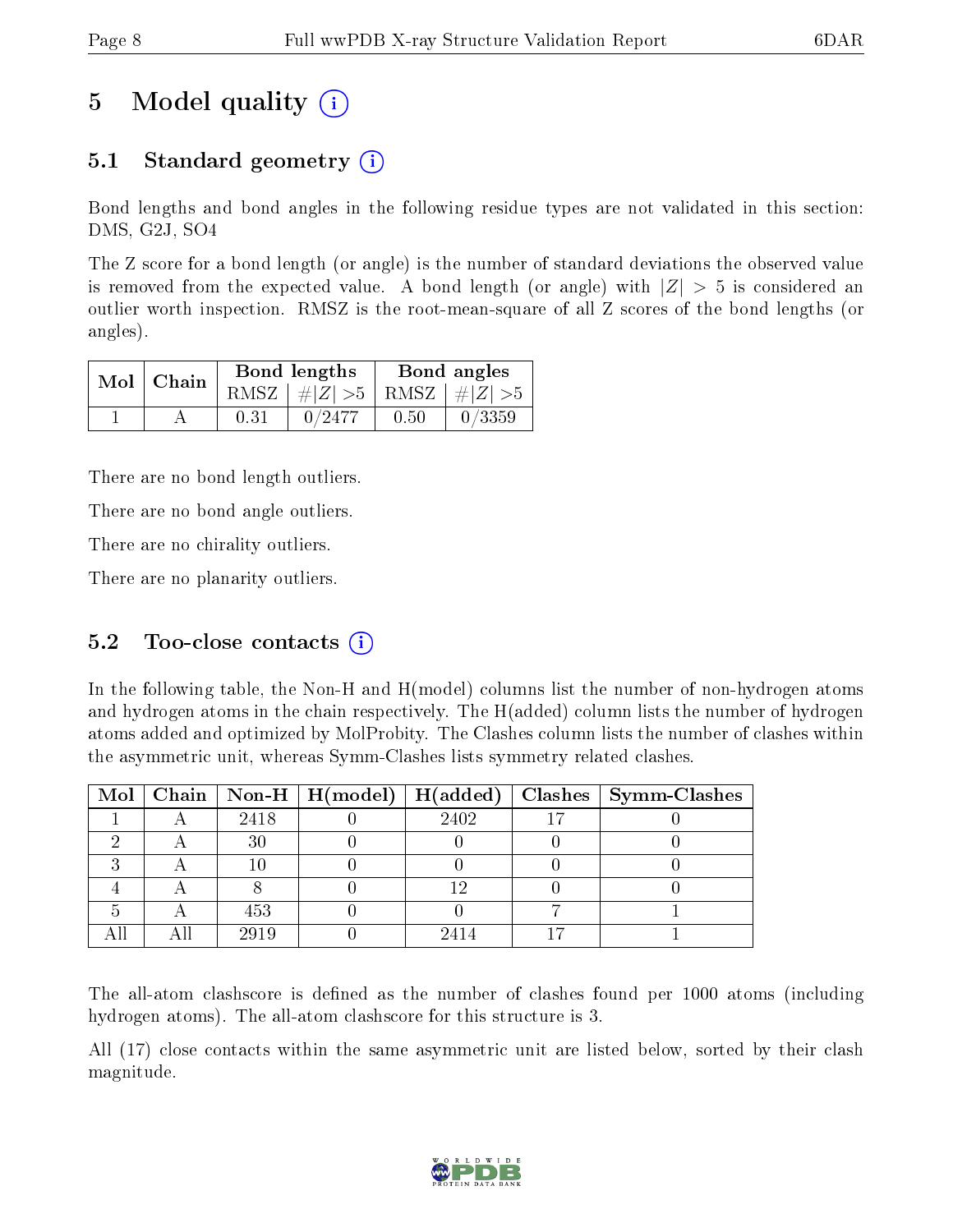# 5 Model quality

## 5.1 Standard geometry

Bond lengths and bond angles in the following residue types are not validated in this section: DMS, G2J, SO4

The Z score for a bond length (or angle) is the number of standard deviations the observed value is removed from the expected value. A bond length (or angle) with $|Z| > 5$ is considered an outlier worth inspection. RMSZ is the root-mean-square of all Z scores of the bond lengths (or angles).

| Mol | Chain | Bond lengths | | Bond angles | |
|---|---|---|---|---|---|
| | | RMSZ | $\#|Z|>5$ | RMSZ | $\#|Z|>5$ |
| 1 | A | 0.31 | 0/2477 | 0.50 | 0/3359 |

There are no bond length outliers.

There are no bond angle outliers.

There are no chirality outliers.

There are no planarity outliers.

## 5.2 Too-close contacts

In the following table, the Non-H and H(model) columns list the number of non-hydrogen atoms and hydrogen atoms in the chain respectively. The H(added) column lists the number of hydrogen atoms added and optimized by MolProbity. The Clashes column lists the number of clashes within the asymmetric unit, whereas Symm-Clashes lists symmetry related clashes.

| Mol | Chain | Non-H | H(model) | H(added) | Clashes | Symm-Clashes |
|---|---|---|---|---|---|---|
| 1 | A | 2418 | 0 | 2402 | 17 | 0 |
| 2 | A | 30 | 0 | 0 | 0 | 0 |
| 3 | A | 10 | 0 | 0 | 0 | 0 |
| 4 | A | 8 | 0 | 12 | 0 | 0 |
| 5 | A | 453 | 0 | 0 | 7 | 1 |
| All | All | 2919 | 0 | 2414 | 17 | 1 |

The all-atom clashscore is defined as the number of clashes found per 1000 atoms (including hydrogen atoms). The all-atom clashscore for this structure is 3.

All (17) close contacts within the same asymmetric unit are listed below, sorted by their clash magnitude.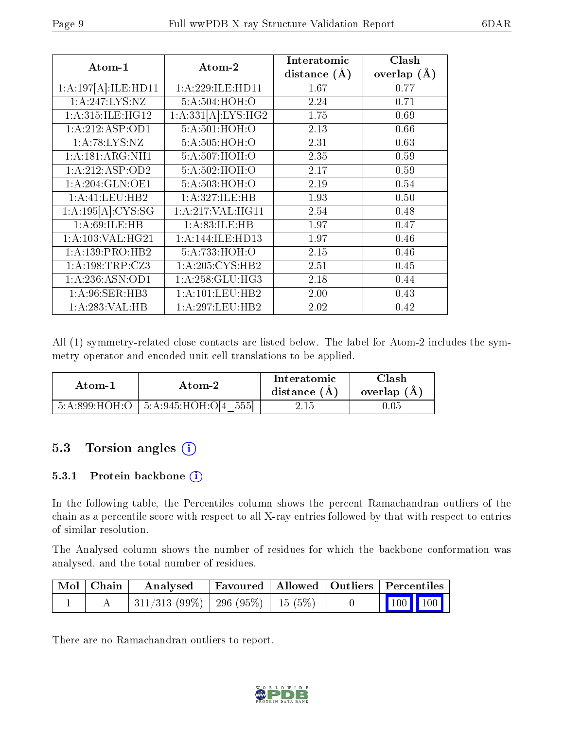| Atom-1 | Atom-2 | Interatomic distance (Å) | Clash overlap (Å) |
|---|---|---|---|
| 1:A:197[A]:ILE:HD11 | 1:A:229:ILE:HD11 | 1.67 | 0.77 |
| 1:A:247:LYS:NZ | 5:A:504:HOH:O | 2.24 | 0.71 |
| 1:A:315:ILE:HG12 | 1:A:331[A]:LYS:HG2 | 1.75 | 0.69 |
| 1:A:212:ASP:OD1 | 5:A:501:HOH:O | 2.13 | 0.66 |
| 1:A:78:LYS:NZ | 5:A:505:HOH:O | 2.31 | 0.63 |
| 1:A:181:ARG:NH1 | 5:A:507:HOH:O | 2.35 | 0.59 |
| 1:A:212:ASP:OD2 | 5:A:502:HOH:O | 2.17 | 0.59 |
| 1:A:204:GLN:OE1 | 5:A:503:HOH:O | 2.19 | 0.54 |
| 1:A:41:LEU:HB2 | 1:A:327:ILE:HB | 1.93 | 0.50 |
| 1:A:195[A]:CYS:SG | 1:A:217:VAL:HG11 | 2.54 | 0.48 |
| 1:A:69:ILE:HB | 1:A:83:ILE:HB | 1.97 | 0.47 |
| 1:A:103:VAL:HG21 | 1:A:144:ILE:HD13 | 1.97 | 0.46 |
| 1:A:139:PRO:HB2 | 5:A:733:HOH:O | 2.15 | 0.46 |
| 1:A:198:TRP:CZ3 | 1:A:205:CYS:HB2 | 2.51 | 0.45 |
| 1:A:236:ASN:OD1 | 1:A:258:GLU:HG3 | 2.18 | 0.44 |
| 1:A:96:SER:HB3 | 1:A:101:LEU:HB2 | 2.00 | 0.43 |
| 1:A:283:VAL:HB | 1:A:297:LEU:HB2 | 2.02 | 0.42 |

All (1) symmetry-related close contacts are listed below. The label for Atom-2 includes the symmetry operator and encoded unit-cell translations to be applied.

| Atom-1 | Atom-2 | Interatomic distance (Å) | Clash overlap (Å) |
|---|---|---|---|
| 5:A:899:HOH:O | 5:A:945:HOH:O[4_555] | 2.15 | 0.05 |

## 5.3 Torsion angles

### 5.3.1 Protein backbone

In the following table, the Percentiles column shows the percent Ramachandran outliers of the chain as a percentile score with respect to all X-ray entries followed by that with respect to entries of similar resolution.

The Analysed column shows the number of residues for which the backbone conformation was analysed, and the total number of residues.

| Mol | Chain | Analysed | Favoured | Allowed | Outliers | Percentiles | |
|---|---|---|---|---|---|---|---|
| 1 | A | 311/313 (99%) | 296 (95%) | 15 (5%) | 0 | 100 | 100 |

There are no Ramachandran outliers to report.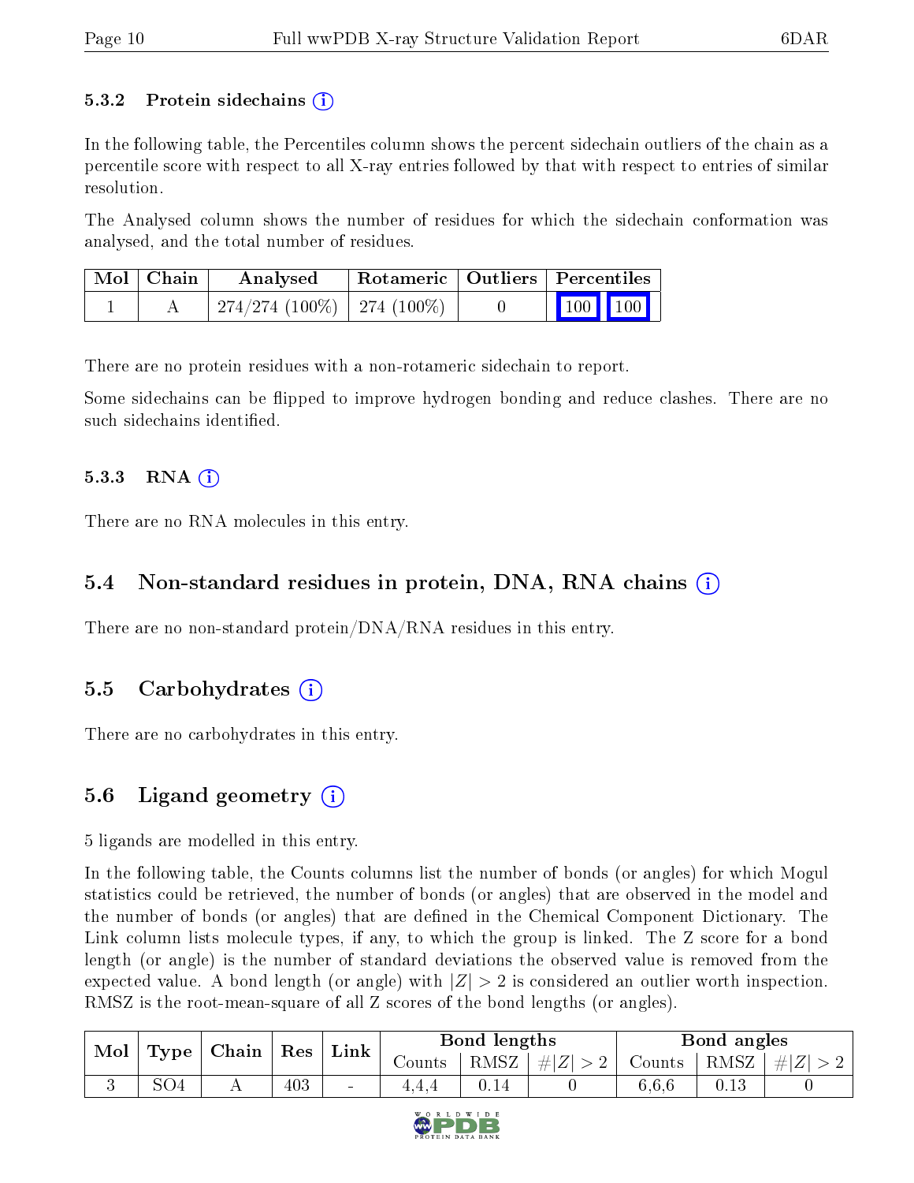### 5.3.2 Protein sidechains (i)

In the following table, the Percentiles column shows the percent sidechain outliers of the chain as a percentile score with respect to all X-ray entries followed by that with respect to entries of similar resolution.

The Analysed column shows the number of residues for which the sidechain conformation was analysed, and the total number of residues.

| Mol | Chain | Analysed | Rotameric | Outliers | Percentiles | |
|---|---|---|---|---|---|---|
| 1 | A | 274/274 (100%) | 274 (100%) | 0 | 100 | 100 |

There are no protein residues with a non-rotameric sidechain to report.

Some sidechains can be flipped to improve hydrogen bonding and reduce clashes. There are no such sidechains identified.

### 5.3.3 RNA (i)

There are no RNA molecules in this entry.

## 5.4 Non-standard residues in protein, DNA, RNA chains (i)

There are no non-standard protein/DNA/RNA residues in this entry.

## 5.5 Carbohydrates (i)

There are no carbohydrates in this entry.

## 5.6 Ligand geometry (i)

5 ligands are modelled in this entry.

In the following table, the Counts columns list the number of bonds (or angles) for which Mogul statistics could be retrieved, the number of bonds (or angles) that are observed in the model and the number of bonds (or angles) that are defined in the Chemical Component Dictionary. The Link column lists molecule types, if any, to which the group is linked. The Z score for a bond length (or angle) is the number of standard deviations the observed value is removed from the expected value. A bond length (or angle) with $|Z| > 2$ is considered an outlier worth inspection. RMSZ is the root-mean-square of all Z scores of the bond lengths (or angles).

| Mol | Type | Chain | Res | Link | Bond lengths | | | Bond angles | | |
|---|---|---|---|---|---|---|---|---|---|---|
| | | | | | Counts | RMSZ | $\#\|Z\| > 2$ | Counts | RMSZ | $\#\|Z\| > 2$ |
| 3 | SO4 | A | 403 | - | 4,4,4 | 0.14 | 0 | 6,6,6 | 0.13 | 0 |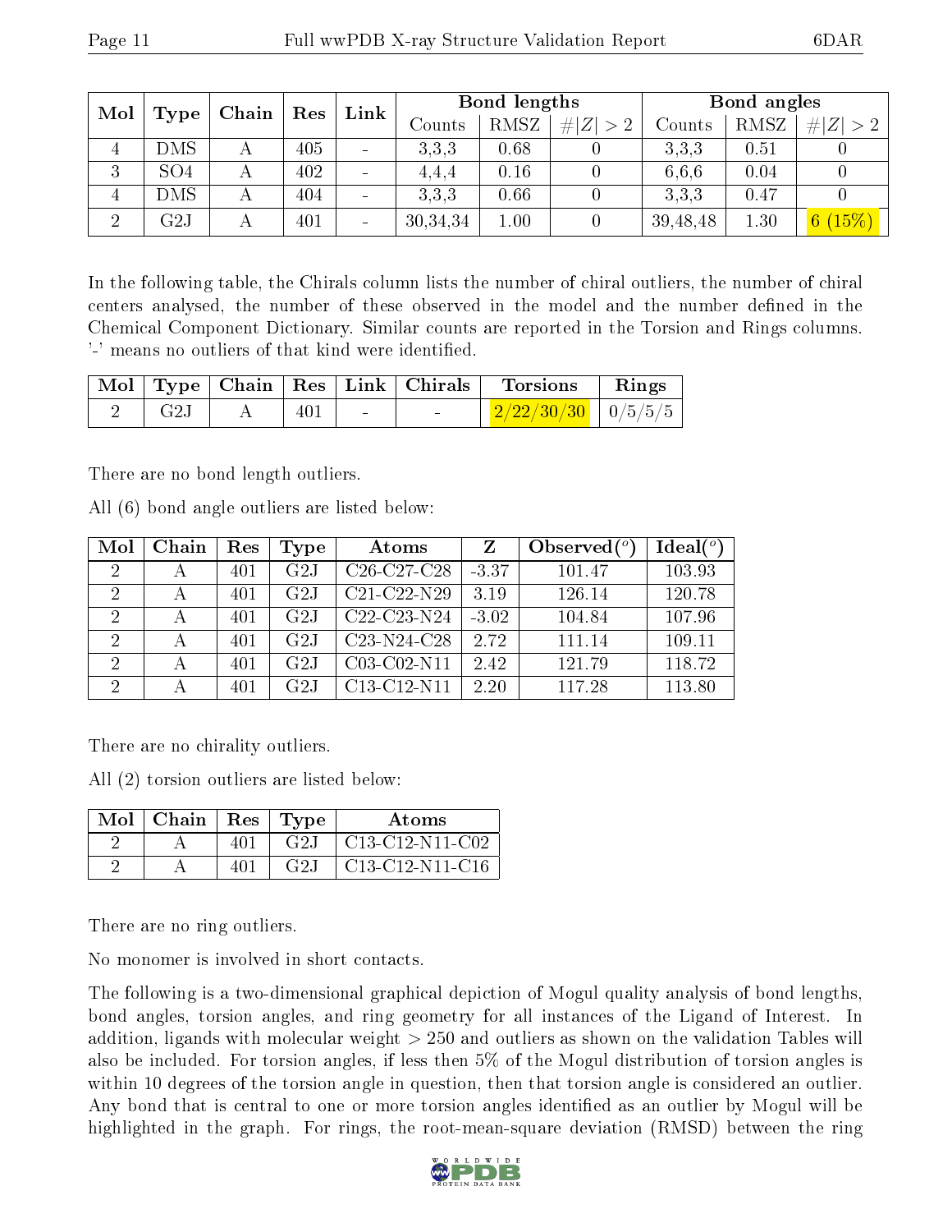| Mol | Type | Chain | Res | Link | Bond lengths | | | Bond angles | | |
|---|---|---|---|---|---|---|---|---|---|---|
| | | | | | Counts | RMSZ | #\|Z\| > 2 | Counts | RMSZ | #\|Z\| > 2 |
| 4 | DMS | A | 405 | - | 3,3,3 | 0.68 | 0 | 3,3,3 | 0.51 | 0 |
| 3 | SO4 | A | 402 | - | 4,4,4 | 0.16 | 0 | 6,6,6 | 0.04 | 0 |
| 4 | DMS | A | 404 | - | 3,3,3 | 0.66 | 0 | 3,3,3 | 0.47 | 0 |
| 2 | G2J | A | 401 | - | 30,34,34 | 1.00 | 0 | 39,48,48 | 1.30 | 6 (15%) |

In the following table, the Chirals column lists the number of chiral outliers, the number of chiral centers analysed, the number of these observed in the model and the number defined in the Chemical Component Dictionary. Similar counts are reported in the Torsion and Rings columns. '-' means no outliers of that kind were identified.

| Mol | Type | Chain | Res | Link | Chirals | Torsions | Rings |
|---|---|---|---|---|---|---|---|
| 2 | G2J | A | 401 | - | - | 2/22/30/30 | 0/5/5/5 |

There are no bond length outliers.

All (6) bond angle outliers are listed below:

| Mol | Chain | Res | Type | Atoms | Z | Observed(°) | Ideal(°) |
|---|---|---|---|---|---|---|---|
| 2 | A | 401 | G2J | C26-C27-C28 | -3.37 | 101.47 | 103.93 |
| 2 | A | 401 | G2J | C21-C22-N29 | 3.19 | 126.14 | 120.78 |
| 2 | A | 401 | G2J | C22-C23-N24 | -3.02 | 104.84 | 107.96 |
| 2 | A | 401 | G2J | C23-N24-C28 | 2.72 | 111.14 | 109.11 |
| 2 | A | 401 | G2J | C03-C02-N11 | 2.42 | 121.79 | 118.72 |
| 2 | A | 401 | G2J | C13-C12-N11 | 2.20 | 117.28 | 113.80 |

There are no chirality outliers.

All (2) torsion outliers are listed below:

| Mol | Chain | Res | Type | Atoms |
|---|---|---|---|---|
| 2 | A | 401 | G2J | C13-C12-N11-C02 |
| 2 | A | 401 | G2J | C13-C12-N11-C16 |

There are no ring outliers.

No monomer is involved in short contacts.

The following is a two-dimensional graphical depiction of Mogul quality analysis of bond lengths, bond angles, torsion angles, and ring geometry for all instances of the Ligand of Interest. In addition, ligands with molecular weight > 250 and outliers as shown on the validation Tables will also be included. For torsion angles, if less then 5% of the Mogul distribution of torsion angles is within 10 degrees of the torsion angle in question, then that torsion angle is considered an outlier. Any bond that is central to one or more torsion angles identified as an outlier by Mogul will be highlighted in the graph. For rings, the root-mean-square deviation (RMSD) between the ring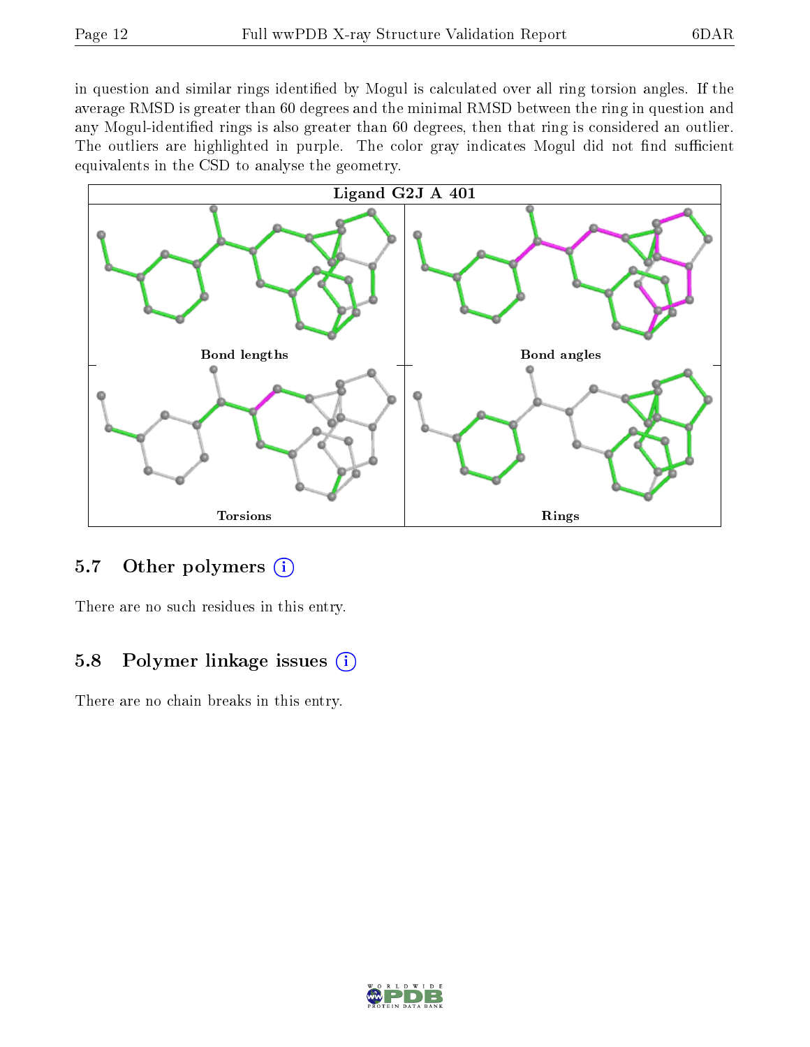in question and similar rings identified by Mogul is calculated over all ring torsion angles. If the average RMSD is greater than 60 degrees and the minimal RMSD between the ring in question and any Mogul-identified rings is also greater than 60 degrees, then that ring is considered an outlier. The outliers are highlighted in purple. The color gray indicates Mogul did not find sufficient equivalents in the CSD to analyse the geometry.

Ligand G2J A 401

Bond lengths

Bond angles

Torsions

Rings

## 5.7 Other polymers

There are no such residues in this entry.

## 5.8 Polymer linkage issues

There are no chain breaks in this entry.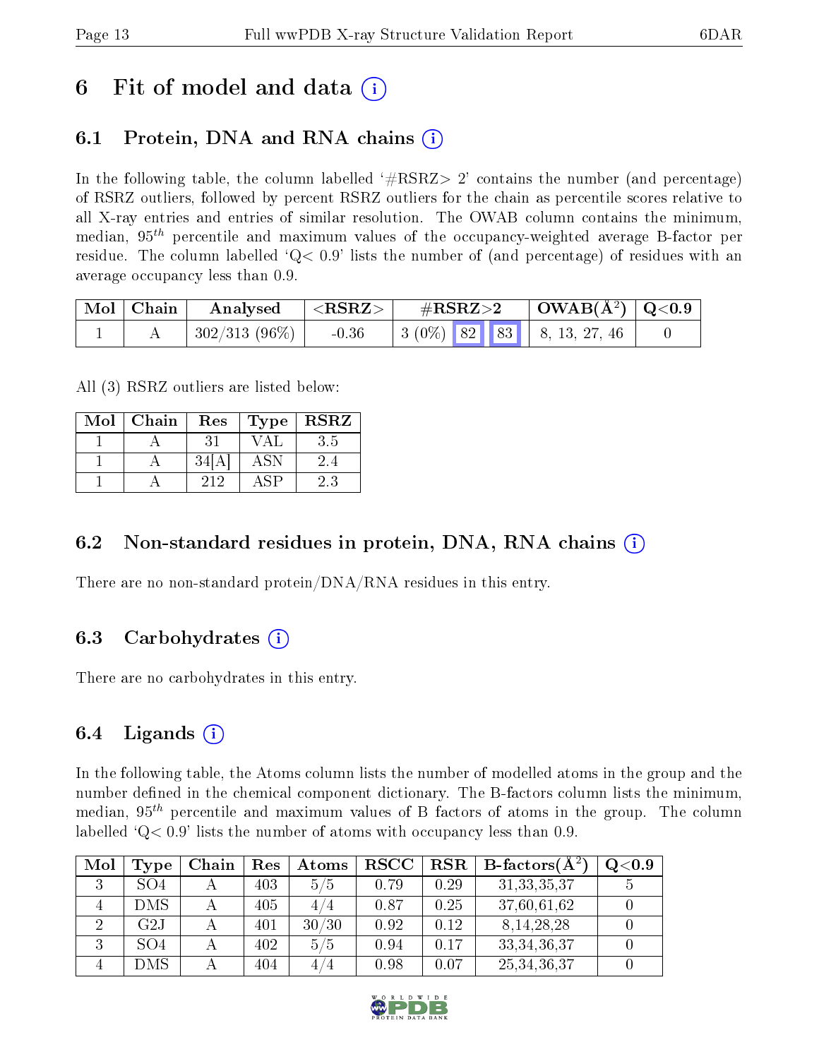# 6 Fit of model and data (i)

## 6.1 Protein, DNA and RNA chains (i)

In the following table, the column labelled '#RSRZ> 2' contains the number (and percentage) of RSRZ outliers, followed by percent RSRZ outliers for the chain as percentile scores relative to all X-ray entries and entries of similar resolution. The OWAB column contains the minimum, median, $95^{th}$ percentile and maximum values of the occupancy-weighted average B-factor per residue. The column labelled 'Q< 0.9' lists the number of (and percentage) of residues with an average occupancy less than 0.9.

| Mol | Chain | Analysed | <RSRZ> | #RSRZ>2 | | | OWAB(Å$^2$) | Q<0.9 |
|---|---|---|---|---|---|---|---|---|
| 1 | A | 302/313 (96%) | -0.36 | 3 (0%) | 82 | 83 | 8, 13, 27, 46 | 0 |

All (3) RSRZ outliers are listed below:

| Mol | Chain | Res | Type | RSRZ |
|---|---|---|---|---|
| 1 | A | 31 | VAL | 3.5 |
| 1 | A | 34[A] | ASN | 2.4 |
| 1 | A | 212 | ASP | 2.3 |

## 6.2 Non-standard residues in protein, DNA, RNA chains (i)

There are no non-standard protein/DNA/RNA residues in this entry.

## 6.3 Carbohydrates (i)

There are no carbohydrates in this entry.

## 6.4 Ligands (i)

In the following table, the Atoms column lists the number of modelled atoms in the group and the number defined in the chemical component dictionary. The B-factors column lists the minimum, median, $95^{th}$ percentile and maximum values of B factors of atoms in the group. The column labelled 'Q< 0.9' lists the number of atoms with occupancy less than 0.9.

| Mol | Type | Chain | Res | Atoms | RSCC | RSR | B-factors(Å$^2$) | Q<0.9 |
|---|---|---|---|---|---|---|---|---|
| 3 | SO4 | A | 403 | 5/5 | 0.79 | 0.29 | 31,33,35,37 | 5 |
| 4 | DMS | A | 405 | 4/4 | 0.87 | 0.25 | 37,60,61,62 | 0 |
| 2 | G2J | A | 401 | 30/30 | 0.92 | 0.12 | 8,14,28,28 | 0 |
| 3 | SO4 | A | 402 | 5/5 | 0.94 | 0.17 | 33,34,36,37 | 0 |
| 4 | DMS | A | 404 | 4/4 | 0.98 | 0.07 | 25,34,36,37 | 0 |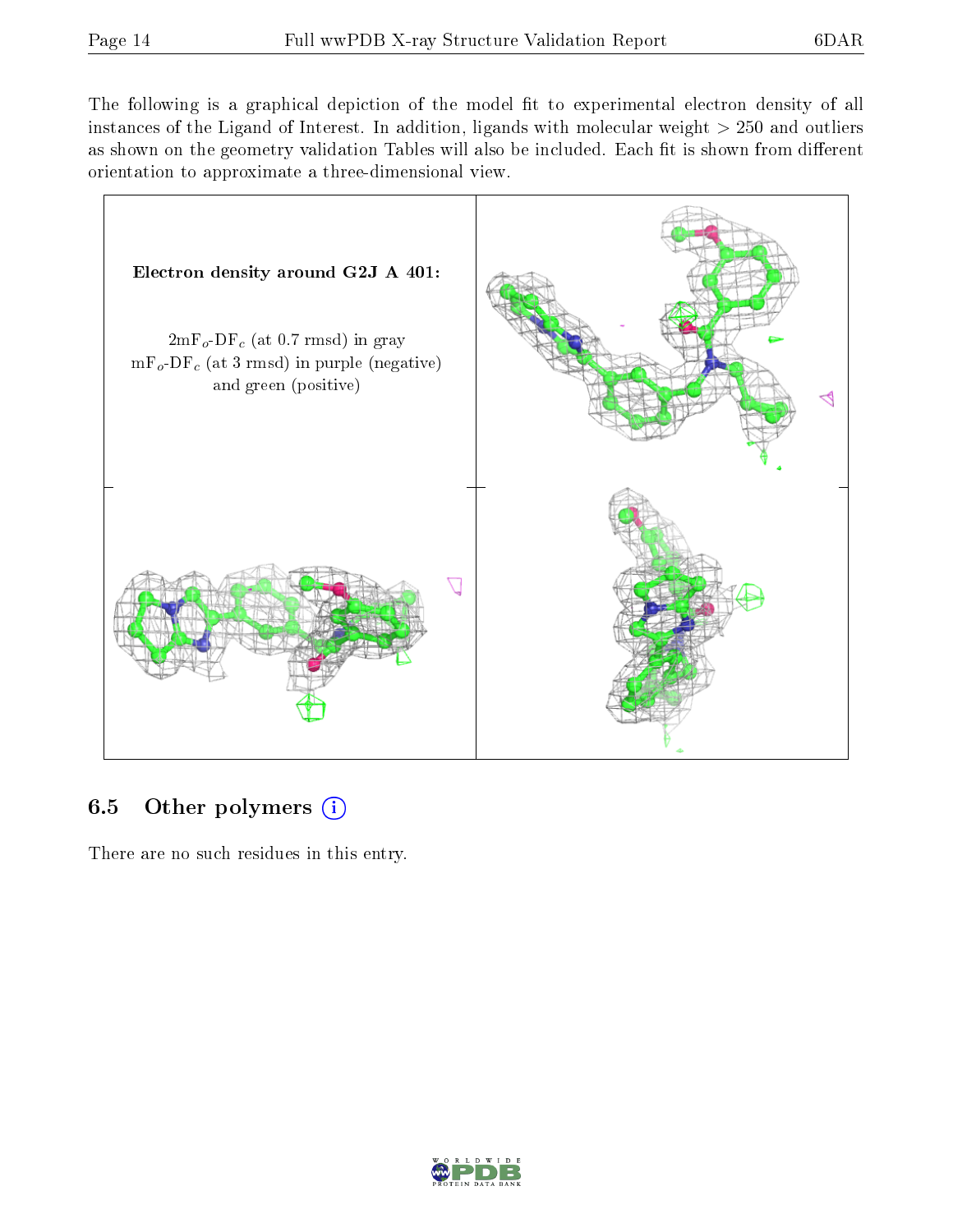The following is a graphical depiction of the model fit to experimental electron density of all instances of the Ligand of Interest. In addition, ligands with molecular weight > 250 and outliers as shown on the geometry validation Tables will also be included. Each fit is shown from different orientation to approximate a three-dimensional view.

**Electron density around G2J A 401:**

$2mF_o$-$DF_c$ (at 0.7 rmsd) in gray
$mF_o$-$DF_c$ (at 3 rmsd) in purple (negative) and green (positive)

## 6.5 Other polymers

There are no such residues in this entry.